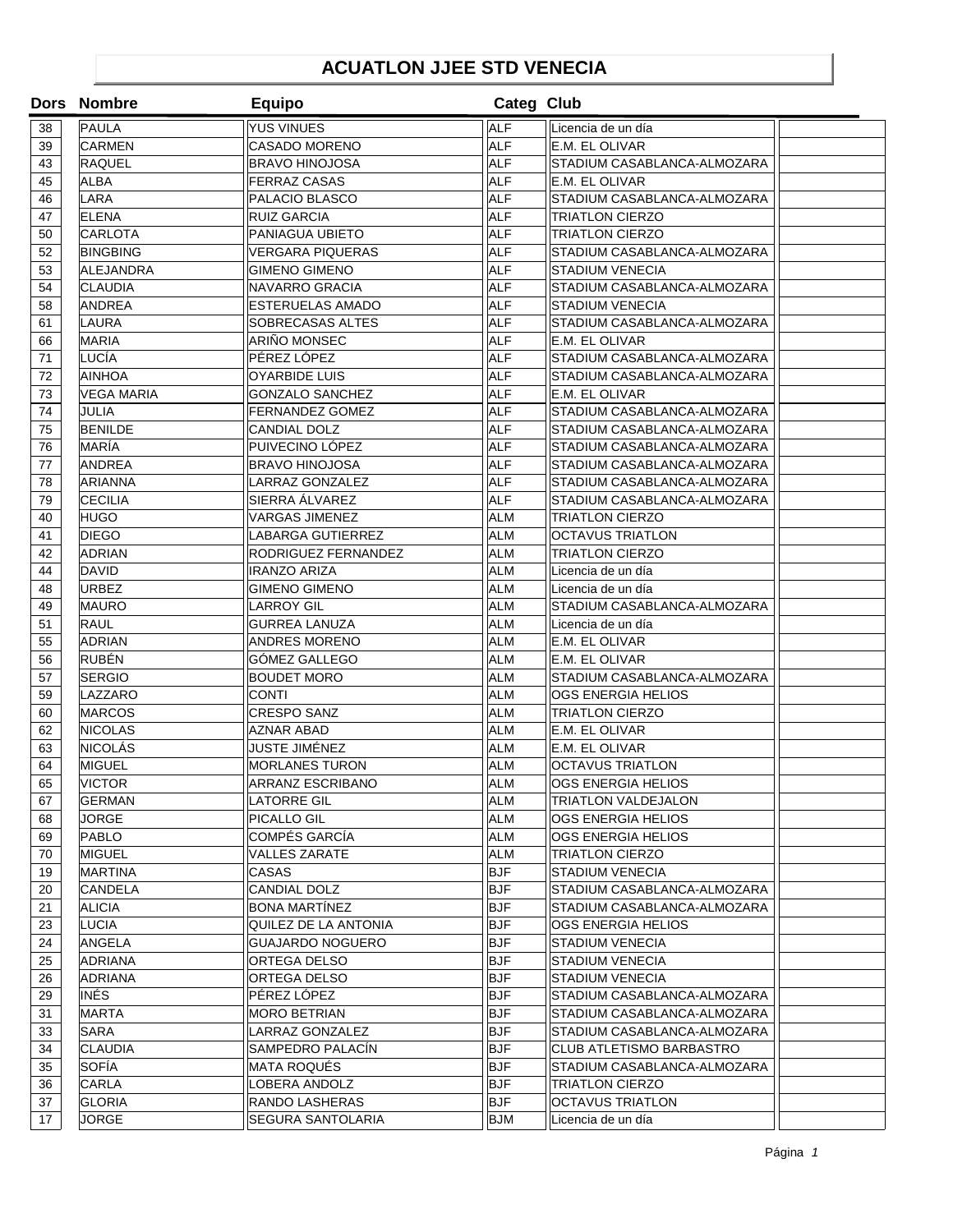# ACUATLON JJEE STD VENECIA

| Dors | Nombre | Equipo | Categ | Club | |
|---|---|---|---|---|---|
| 38 | PAULA | YUS VINUES | ALF | Licencia de un día | |
| 39 | CARMEN | CASADO MORENO | ALF | E.M. EL OLIVAR | |
| 43 | RAQUEL | BRAVO HINOJOSA | ALF | STADIUM CASABLANCA-ALMOZARA | |
| 45 | ALBA | FERRAZ CASAS | ALF | E.M. EL OLIVAR | |
| 46 | LARA | PALACIO BLASCO | ALF | STADIUM CASABLANCA-ALMOZARA | |
| 47 | ELENA | RUIZ GARCIA | ALF | TRIATLON CIERZO | |
| 50 | CARLOTA | PANIAGUA UBIETO | ALF | TRIATLON CIERZO | |
| 52 | BINGBING | VERGARA PIQUERAS | ALF | STADIUM CASABLANCA-ALMOZARA | |
| 53 | ALEJANDRA | GIMENO GIMENO | ALF | STADIUM VENECIA | |
| 54 | CLAUDIA | NAVARRO GRACIA | ALF | STADIUM CASABLANCA-ALMOZARA | |
| 58 | ANDREA | ESTERUELAS AMADO | ALF | STADIUM VENECIA | |
| 61 | LAURA | SOBRECASAS ALTES | ALF | STADIUM CASABLANCA-ALMOZARA | |
| 66 | MARIA | ARIÑO MONSEC | ALF | E.M. EL OLIVAR | |
| 71 | LUCÍA | PÉREZ LÓPEZ | ALF | STADIUM CASABLANCA-ALMOZARA | |
| 72 | AINHOA | OYARBIDE LUIS | ALF | STADIUM CASABLANCA-ALMOZARA | |
| 73 | VEGA MARIA | GONZALO SANCHEZ | ALF | E.M. EL OLIVAR | |
| 74 | JULIA | FERNANDEZ GOMEZ | ALF | STADIUM CASABLANCA-ALMOZARA | |
| 75 | BENILDE | CANDIAL DOLZ | ALF | STADIUM CASABLANCA-ALMOZARA | |
| 76 | MARÍA | PUIVECINO LÓPEZ | ALF | STADIUM CASABLANCA-ALMOZARA | |
| 77 | ANDREA | BRAVO HINOJOSA | ALF | STADIUM CASABLANCA-ALMOZARA | |
| 78 | ARIANNA | LARRAZ GONZALEZ | ALF | STADIUM CASABLANCA-ALMOZARA | |
| 79 | CECILIA | SIERRA ÁLVAREZ | ALF | STADIUM CASABLANCA-ALMOZARA | |
| 40 | HUGO | VARGAS JIMENEZ | ALM | TRIATLON CIERZO | |
| 41 | DIEGO | LABARGA GUTIERREZ | ALM | OCTAVUS TRIATLON | |
| 42 | ADRIAN | RODRIGUEZ FERNANDEZ | ALM | TRIATLON CIERZO | |
| 44 | DAVID | IRANZO ARIZA | ALM | Licencia de un día | |
| 48 | URBEZ | GIMENO GIMENO | ALM | Licencia de un día | |
| 49 | MAURO | LARROY GIL | ALM | STADIUM CASABLANCA-ALMOZARA | |
| 51 | RAUL | GURREA LANUZA | ALM | Licencia de un día | |
| 55 | ADRIAN | ANDRES MORENO | ALM | E.M. EL OLIVAR | |
| 56 | RUBÉN | GÓMEZ GALLEGO | ALM | E.M. EL OLIVAR | |
| 57 | SERGIO | BOUDET MORO | ALM | STADIUM CASABLANCA-ALMOZARA | |
| 59 | LAZZARO | CONTI | ALM | OGS ENERGIA HELIOS | |
| 60 | MARCOS | CRESPO SANZ | ALM | TRIATLON CIERZO | |
| 62 | NICOLAS | AZNAR ABAD | ALM | E.M. EL OLIVAR | |
| 63 | NICOLÁS | JUSTE JIMÉNEZ | ALM | E.M. EL OLIVAR | |
| 64 | MIGUEL | MORLANES TURON | ALM | OCTAVUS TRIATLON | |
| 65 | VICTOR | ARRANZ ESCRIBANO | ALM | OGS ENERGIA HELIOS | |
| 67 | GERMAN | LATORRE GIL | ALM | TRIATLON VALDEJALON | |
| 68 | JORGE | PICALLO GIL | ALM | OGS ENERGIA HELIOS | |
| 69 | PABLO | COMPÉS GARCÍA | ALM | OGS ENERGIA HELIOS | |
| 70 | MIGUEL | VALLES ZARATE | ALM | TRIATLON CIERZO | |
| 19 | MARTINA | CASAS | BJF | STADIUM VENECIA | |
| 20 | CANDELA | CANDIAL DOLZ | BJF | STADIUM CASABLANCA-ALMOZARA | |
| 21 | ALICIA | BONA MARTÍNEZ | BJF | STADIUM CASABLANCA-ALMOZARA | |
| 23 | LUCIA | QUILEZ DE LA ANTONIA | BJF | OGS ENERGIA HELIOS | |
| 24 | ANGELA | GUAJARDO NOGUERO | BJF | STADIUM VENECIA | |
| 25 | ADRIANA | ORTEGA DELSO | BJF | STADIUM VENECIA | |
| 26 | ADRIANA | ORTEGA DELSO | BJF | STADIUM VENECIA | |
| 29 | INÉS | PÉREZ LÓPEZ | BJF | STADIUM CASABLANCA-ALMOZARA | |
| 31 | MARTA | MORO BETRIAN | BJF | STADIUM CASABLANCA-ALMOZARA | |
| 33 | SARA | LARRAZ GONZALEZ | BJF | STADIUM CASABLANCA-ALMOZARA | |
| 34 | CLAUDIA | SAMPEDRO PALACÍN | BJF | CLUB ATLETISMO BARBASTRO | |
| 35 | SOFÍA | MATA ROQUÉS | BJF | STADIUM CASABLANCA-ALMOZARA | |
| 36 | CARLA | LOBERA ANDOLZ | BJF | TRIATLON CIERZO | |
| 37 | GLORIA | RANDO LASHERAS | BJF | OCTAVUS TRIATLON | |
| 17 | JORGE | SEGURA SANTOLARIA | BJM | Licencia de un día | |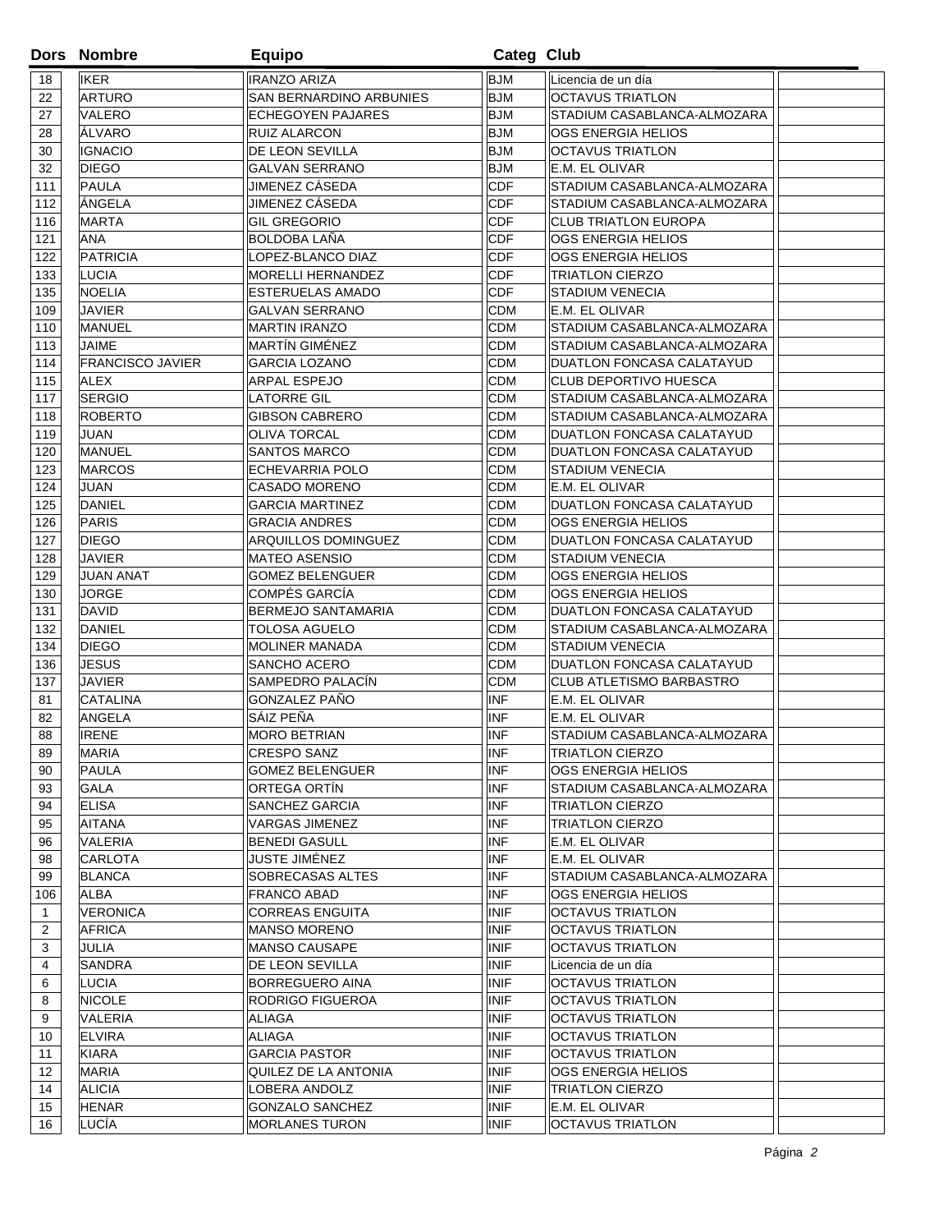| Dors | Nombre | Equipo | Categ | Club | |
|---|---|---|---|---|---|
| 18 | IKER | IRANZO ARIZA | BJM | Licencia de un día | |
| 22 | ARTURO | SAN BERNARDINO ARBUNIES | BJM | OCTAVUS TRIATLON | |
| 27 | VALERO | ECHEGOYEN PAJARES | BJM | STADIUM CASABLANCA-ALMOZARA | |
| 28 | ÁLVARO | RUIZ ALARCON | BJM | OGS ENERGIA HELIOS | |
| 30 | IGNACIO | DE LEON SEVILLA | BJM | OCTAVUS TRIATLON | |
| 32 | DIEGO | GALVAN SERRANO | BJM | E.M. EL OLIVAR | |
| 111 | PAULA | JIMENEZ CÁSEDA | CDF | STADIUM CASABLANCA-ALMOZARA | |
| 112 | ÁNGELA | JIMENEZ CÁSEDA | CDF | STADIUM CASABLANCA-ALMOZARA | |
| 116 | MARTA | GIL GREGORIO | CDF | CLUB TRIATLON EUROPA | |
| 121 | ANA | BOLDOBA LAÑA | CDF | OGS ENERGIA HELIOS | |
| 122 | PATRICIA | LOPEZ-BLANCO DIAZ | CDF | OGS ENERGIA HELIOS | |
| 133 | LUCIA | MORELLI HERNANDEZ | CDF | TRIATLON CIERZO | |
| 135 | NOELIA | ESTERUELAS AMADO | CDF | STADIUM VENECIA | |
| 109 | JAVIER | GALVAN SERRANO | CDM | E.M. EL OLIVAR | |
| 110 | MANUEL | MARTIN IRANZO | CDM | STADIUM CASABLANCA-ALMOZARA | |
| 113 | JAIME | MARTÍN GIMÉNEZ | CDM | STADIUM CASABLANCA-ALMOZARA | |
| 114 | FRANCISCO JAVIER | GARCIA LOZANO | CDM | DUATLON FONCASA CALATAYUD | |
| 115 | ALEX | ARPAL ESPEJO | CDM | CLUB DEPORTIVO HUESCA | |
| 117 | SERGIO | LATORRE GIL | CDM | STADIUM CASABLANCA-ALMOZARA | |
| 118 | ROBERTO | GIBSON CABRERO | CDM | STADIUM CASABLANCA-ALMOZARA | |
| 119 | JUAN | OLIVA TORCAL | CDM | DUATLON FONCASA CALATAYUD | |
| 120 | MANUEL | SANTOS MARCO | CDM | DUATLON FONCASA CALATAYUD | |
| 123 | MARCOS | ECHEVARRIA POLO | CDM | STADIUM VENECIA | |
| 124 | JUAN | CASADO MORENO | CDM | E.M. EL OLIVAR | |
| 125 | DANIEL | GARCIA MARTINEZ | CDM | DUATLON FONCASA CALATAYUD | |
| 126 | PARIS | GRACIA ANDRES | CDM | OGS ENERGIA HELIOS | |
| 127 | DIEGO | ARQUILLOS DOMINGUEZ | CDM | DUATLON FONCASA CALATAYUD | |
| 128 | JAVIER | MATEO ASENSIO | CDM | STADIUM VENECIA | |
| 129 | JUAN ANAT | GOMEZ BELENGUER | CDM | OGS ENERGIA HELIOS | |
| 130 | JORGE | COMPÉS GARCÍA | CDM | OGS ENERGIA HELIOS | |
| 131 | DAVID | BERMEJO SANTAMARIA | CDM | DUATLON FONCASA CALATAYUD | |
| 132 | DANIEL | TOLOSA AGUELO | CDM | STADIUM CASABLANCA-ALMOZARA | |
| 134 | DIEGO | MOLINER MANADA | CDM | STADIUM VENECIA | |
| 136 | JESUS | SANCHO ACERO | CDM | DUATLON FONCASA CALATAYUD | |
| 137 | JAVIER | SAMPEDRO PALACÍN | CDM | CLUB ATLETISMO BARBASTRO | |
| 81 | CATALINA | GONZALEZ PAÑO | INF | E.M. EL OLIVAR | |
| 82 | ANGELA | SÁIZ PEÑA | INF | E.M. EL OLIVAR | |
| 88 | IRENE | MORO BETRIAN | INF | STADIUM CASABLANCA-ALMOZARA | |
| 89 | MARIA | CRESPO SANZ | INF | TRIATLON CIERZO | |
| 90 | PAULA | GOMEZ BELENGUER | INF | OGS ENERGIA HELIOS | |
| 93 | GALA | ORTEGA ORTÍN | INF | STADIUM CASABLANCA-ALMOZARA | |
| 94 | ELISA | SANCHEZ GARCIA | INF | TRIATLON CIERZO | |
| 95 | AITANA | VARGAS JIMENEZ | INF | TRIATLON CIERZO | |
| 96 | VALERIA | BENEDI GASULL | INF | E.M. EL OLIVAR | |
| 98 | CARLOTA | JUSTE JIMÉNEZ | INF | E.M. EL OLIVAR | |
| 99 | BLANCA | SOBRECASAS ALTES | INF | STADIUM CASABLANCA-ALMOZARA | |
| 106 | ALBA | FRANCO ABAD | INF | OGS ENERGIA HELIOS | |
| 1 | VERONICA | CORREAS ENGUITA | INIF | OCTAVUS TRIATLON | |
| 2 | AFRICA | MANSO MORENO | INIF | OCTAVUS TRIATLON | |
| 3 | JULIA | MANSO CAUSAPE | INIF | OCTAVUS TRIATLON | |
| 4 | SANDRA | DE LEON SEVILLA | INIF | Licencia de un día | |
| 6 | LUCIA | BORREGUERO AINA | INIF | OCTAVUS TRIATLON | |
| 8 | NICOLE | RODRIGO FIGUEROA | INIF | OCTAVUS TRIATLON | |
| 9 | VALERIA | ALIAGA | INIF | OCTAVUS TRIATLON | |
| 10 | ELVIRA | ALIAGA | INIF | OCTAVUS TRIATLON | |
| 11 | KIARA | GARCIA PASTOR | INIF | OCTAVUS TRIATLON | |
| 12 | MARIA | QUILEZ DE LA ANTONIA | INIF | OGS ENERGIA HELIOS | |
| 14 | ALICIA | LOBERA ANDOLZ | INIF | TRIATLON CIERZO | |
| 15 | HENAR | GONZALO SANCHEZ | INIF | E.M. EL OLIVAR | |
| 16 | LUCÍA | MORLANES TURON | INIF | OCTAVUS TRIATLON | |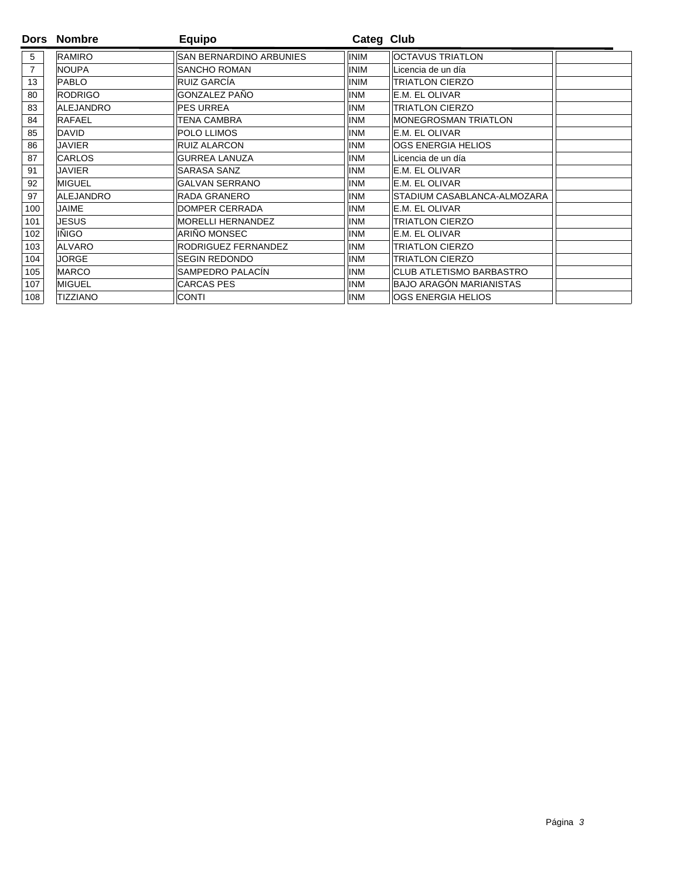| Dors | Nombre | Equipo | Categ | Club | |
|---|---|---|---|---|---|
| 5 | RAMIRO | SAN BERNARDINO ARBUNIES | INIM | OCTAVUS TRIATLON | |
| 7 | NOUPA | SANCHO ROMAN | INIM | Licencia de un día | |
| 13 | PABLO | RUIZ GARCÍA | INIM | TRIATLON CIERZO | |
| 80 | RODRIGO | GONZALEZ PAÑO | INM | E.M. EL OLIVAR | |
| 83 | ALEJANDRO | PES URREA | INM | TRIATLON CIERZO | |
| 84 | RAFAEL | TENA CAMBRA | INM | MONEGROSMAN TRIATLON | |
| 85 | DAVID | POLO LLIMOS | INM | E.M. EL OLIVAR | |
| 86 | JAVIER | RUIZ ALARCON | INM | OGS ENERGIA HELIOS | |
| 87 | CARLOS | GURREA LANUZA | INM | Licencia de un día | |
| 91 | JAVIER | SARASA SANZ | INM | E.M. EL OLIVAR | |
| 92 | MIGUEL | GALVAN SERRANO | INM | E.M. EL OLIVAR | |
| 97 | ALEJANDRO | RADA GRANERO | INM | STADIUM CASABLANCA-ALMOZARA | |
| 100 | JAIME | DOMPER CERRADA | INM | E.M. EL OLIVAR | |
| 101 | JESUS | MORELLI HERNANDEZ | INM | TRIATLON CIERZO | |
| 102 | IÑIGO | ARIÑO MONSEC | INM | E.M. EL OLIVAR | |
| 103 | ALVARO | RODRIGUEZ FERNANDEZ | INM | TRIATLON CIERZO | |
| 104 | JORGE | SEGIN REDONDO | INM | TRIATLON CIERZO | |
| 105 | MARCO | SAMPEDRO PALACÍN | INM | CLUB ATLETISMO BARBASTRO | |
| 107 | MIGUEL | CARCAS PES | INM | BAJO ARAGÓN MARIANISTAS | |
| 108 | TIZZIANO | CONTI | INM | OGS ENERGIA HELIOS | |